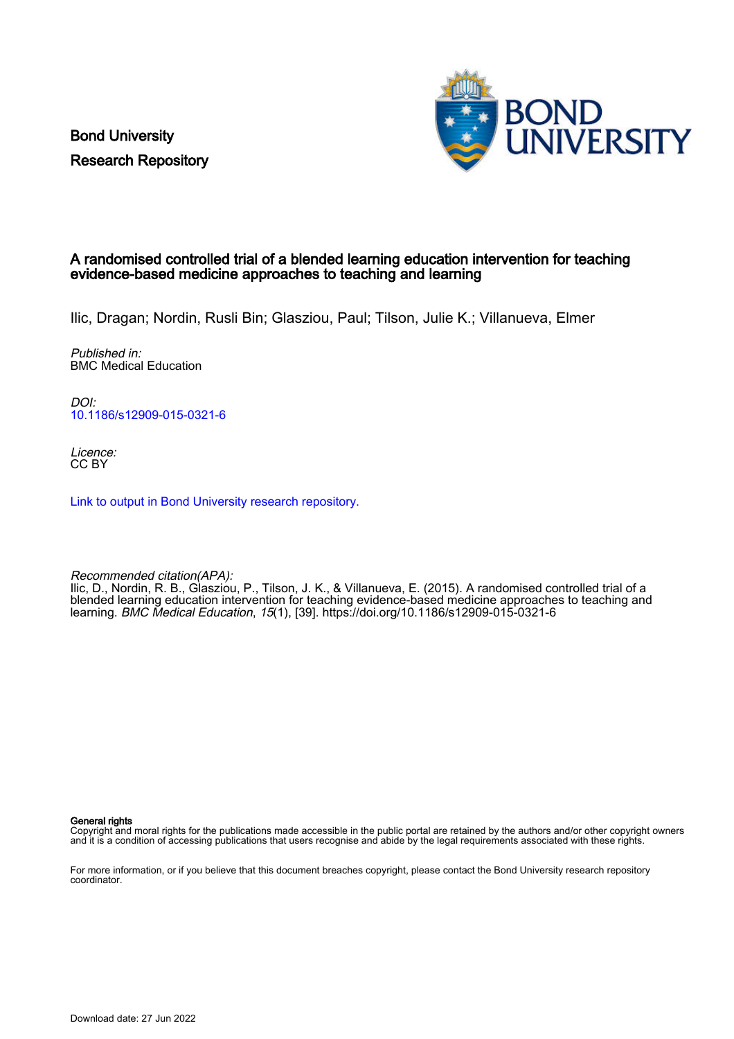Bond University
Research Repository

# A randomised controlled trial of a blended learning education intervention for teaching evidence-based medicine approaches to teaching and learning

Ilic, Dragan; Nordin, Rusli Bin; Glasziou, Paul; Tilson, Julie K.; Villanueva, Elmer

*Published in:*
BMC Medical Education

*DOI:*
10.1186/s12909-015-0321-6

*Licence:*
CC BY

Link to output in Bond University research repository.

*Recommended citation(APA):*
Ilic, D., Nordin, R. B., Glasziou, P., Tilson, J. K., & Villanueva, E. (2015). A randomised controlled trial of a blended learning education intervention for teaching evidence-based medicine approaches to teaching and learning. *BMC Medical Education*, *15*(1), [39]. https://doi.org/10.1186/s12909-015-0321-6

**General rights**
Copyright and moral rights for the publications made accessible in the public portal are retained by the authors and/or other copyright owners and it is a condition of accessing publications that users recognise and abide by the legal requirements associated with these rights.

For more information, or if you believe that this document breaches copyright, please contact the Bond University research repository coordinator.

Download date: 27 Jun 2022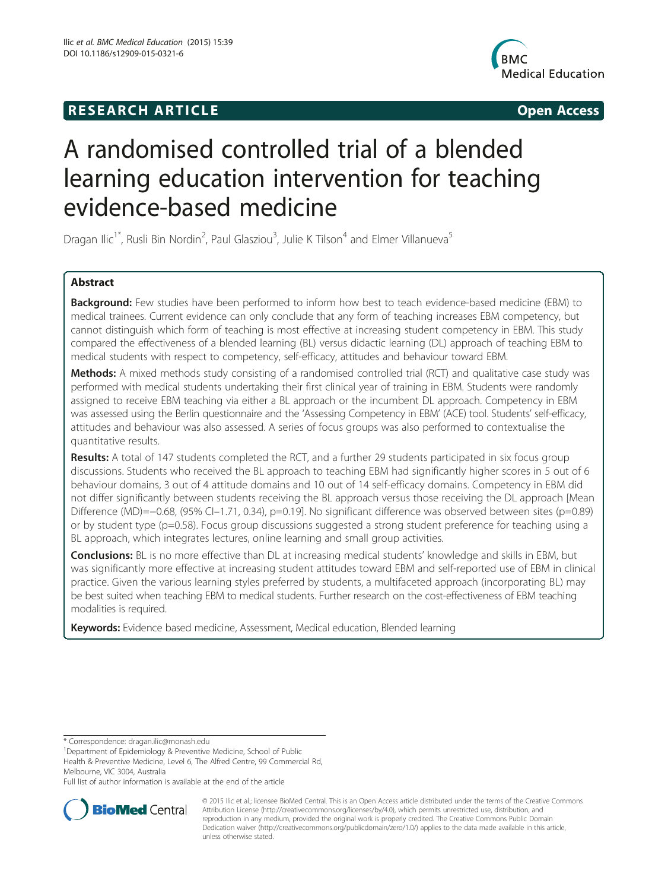# A randomised controlled trial of a blended learning education intervention for teaching evidence-based medicine

Dragan Ilic[1*], Rusli Bin Nordin[2], Paul Glasziou[3], Julie K Tilson[4] and Elmer Villanueva[5]

## Abstract

**Background:** Few studies have been performed to inform how best to teach evidence-based medicine (EBM) to medical trainees. Current evidence can only conclude that any form of teaching increases EBM competency, but cannot distinguish which form of teaching is most effective at increasing student competency in EBM. This study compared the effectiveness of a blended learning (BL) versus didactic learning (DL) approach of teaching EBM to medical students with respect to competency, self-efficacy, attitudes and behaviour toward EBM.

**Methods:** A mixed methods study consisting of a randomised controlled trial (RCT) and qualitative case study was performed with medical students undertaking their first clinical year of training in EBM. Students were randomly assigned to receive EBM teaching via either a BL approach or the incumbent DL approach. Competency in EBM was assessed using the Berlin questionnaire and the 'Assessing Competency in EBM' (ACE) tool. Students' self-efficacy, attitudes and behaviour was also assessed. A series of focus groups was also performed to contextualise the quantitative results.

**Results:** A total of 147 students completed the RCT, and a further 29 students participated in six focus group discussions. Students who received the BL approach to teaching EBM had significantly higher scores in 5 out of 6 behaviour domains, 3 out of 4 attitude domains and 10 out of 14 self-efficacy domains. Competency in EBM did not differ significantly between students receiving the BL approach versus those receiving the DL approach [Mean Difference (MD)=−0.68, (95% CI−1.71, 0.34), p=0.19]. No significant difference was observed between sites (p=0.89) or by student type (p=0.58). Focus group discussions suggested a strong student preference for teaching using a BL approach, which integrates lectures, online learning and small group activities.

**Conclusions:** BL is no more effective than DL at increasing medical students' knowledge and skills in EBM, but was significantly more effective at increasing student attitudes toward EBM and self-reported use of EBM in clinical practice. Given the various learning styles preferred by students, a multifaceted approach (incorporating BL) may be best suited when teaching EBM to medical students. Further research on the cost-effectiveness of EBM teaching modalities is required.

**Keywords:** Evidence based medicine, Assessment, Medical education, Blended learning

---

* Correspondence: dragan.ilic@monash.edu
[1]Department of Epidemiology & Preventive Medicine, School of Public Health & Preventive Medicine, Level 6, The Alfred Centre, 99 Commercial Rd, Melbourne, VIC 3004, Australia
Full list of author information is available at the end of the article

© 2015 Ilic et al.; licensee BioMed Central. This is an Open Access article distributed under the terms of the Creative Commons Attribution License (http://creativecommons.org/licenses/by/4.0), which permits unrestricted use, distribution, and reproduction in any medium, provided the original work is properly credited. The Creative Commons Public Domain Dedication waiver (http://creativecommons.org/publicdomain/zero/1.0/) applies to the data made available in this article, unless otherwise stated.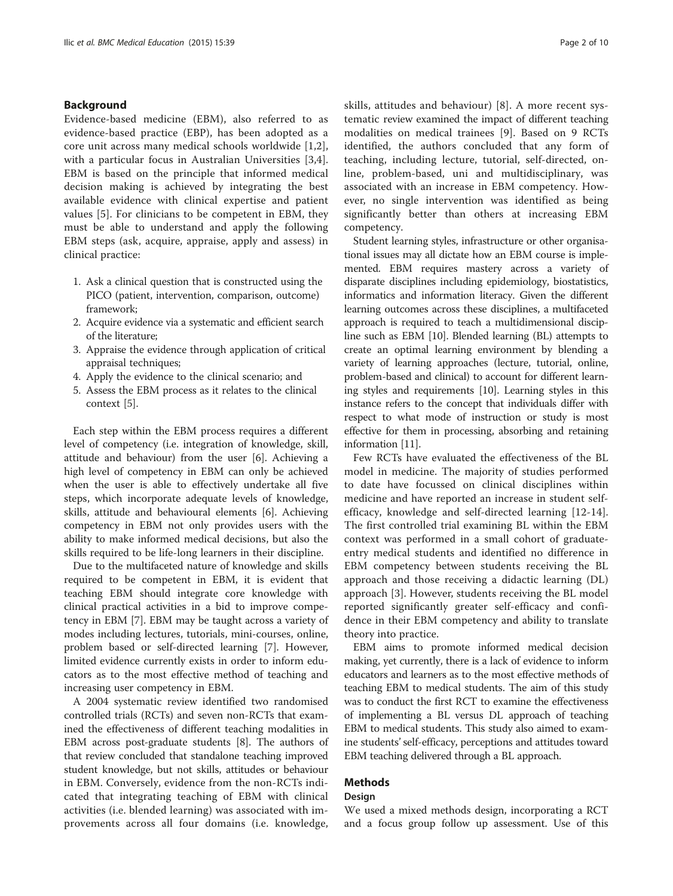## Background

Evidence-based medicine (EBM), also referred to as evidence-based practice (EBP), has been adopted as a core unit across many medical schools worldwide [1,2], with a particular focus in Australian Universities [3,4]. EBM is based on the principle that informed medical decision making is achieved by integrating the best available evidence with clinical expertise and patient values [5]. For clinicians to be competent in EBM, they must be able to understand and apply the following EBM steps (ask, acquire, appraise, apply and assess) in clinical practice:

1. Ask a clinical question that is constructed using the PICO (patient, intervention, comparison, outcome) framework;
2. Acquire evidence via a systematic and efficient search of the literature;
3. Appraise the evidence through application of critical appraisal techniques;
4. Apply the evidence to the clinical scenario; and
5. Assess the EBM process as it relates to the clinical context [5].

Each step within the EBM process requires a different level of competency (i.e. integration of knowledge, skill, attitude and behaviour) from the user [6]. Achieving a high level of competency in EBM can only be achieved when the user is able to effectively undertake all five steps, which incorporate adequate levels of knowledge, skills, attitude and behavioural elements [6]. Achieving competency in EBM not only provides users with the ability to make informed medical decisions, but also the skills required to be life-long learners in their discipline.

Due to the multifaceted nature of knowledge and skills required to be competent in EBM, it is evident that teaching EBM should integrate core knowledge with clinical practical activities in a bid to improve competency in EBM [7]. EBM may be taught across a variety of modes including lectures, tutorials, mini-courses, online, problem based or self-directed learning [7]. However, limited evidence currently exists in order to inform educators as to the most effective method of teaching and increasing user competency in EBM.

A 2004 systematic review identified two randomised controlled trials (RCTs) and seven non-RCTs that examined the effectiveness of different teaching modalities in EBM across post-graduate students [8]. The authors of that review concluded that standalone teaching improved student knowledge, but not skills, attitudes or behaviour in EBM. Conversely, evidence from the non-RCTs indicated that integrating teaching of EBM with clinical activities (i.e. blended learning) was associated with improvements across all four domains (i.e. knowledge, skills, attitudes and behaviour) [8]. A more recent systematic review examined the impact of different teaching modalities on medical trainees [9]. Based on 9 RCTs identified, the authors concluded that any form of teaching, including lecture, tutorial, self-directed, online, problem-based, uni and multidisciplinary, was associated with an increase in EBM competency. However, no single intervention was identified as being significantly better than others at increasing EBM competency.

Student learning styles, infrastructure or other organisational issues may all dictate how an EBM course is implemented. EBM requires mastery across a variety of disparate disciplines including epidemiology, biostatistics, informatics and information literacy. Given the different learning outcomes across these disciplines, a multifaceted approach is required to teach a multidimensional discipline such as EBM [10]. Blended learning (BL) attempts to create an optimal learning environment by blending a variety of learning approaches (lecture, tutorial, online, problem-based and clinical) to account for different learning styles and requirements [10]. Learning styles in this instance refers to the concept that individuals differ with respect to what mode of instruction or study is most effective for them in processing, absorbing and retaining information [11].

Few RCTs have evaluated the effectiveness of the BL model in medicine. The majority of studies performed to date have focussed on clinical disciplines within medicine and have reported an increase in student self-efficacy, knowledge and self-directed learning [12-14]. The first controlled trial examining BL within the EBM context was performed in a small cohort of graduate-entry medical students and identified no difference in EBM competency between students receiving the BL approach and those receiving a didactic learning (DL) approach [3]. However, students receiving the BL model reported significantly greater self-efficacy and confidence in their EBM competency and ability to translate theory into practice.

EBM aims to promote informed medical decision making, yet currently, there is a lack of evidence to inform educators and learners as to the most effective methods of teaching EBM to medical students. The aim of this study was to conduct the first RCT to examine the effectiveness of implementing a BL versus DL approach of teaching EBM to medical students. This study also aimed to examine students' self-efficacy, perceptions and attitudes toward EBM teaching delivered through a BL approach.

## Methods

### Design

We used a mixed methods design, incorporating a RCT and a focus group follow up assessment. Use of this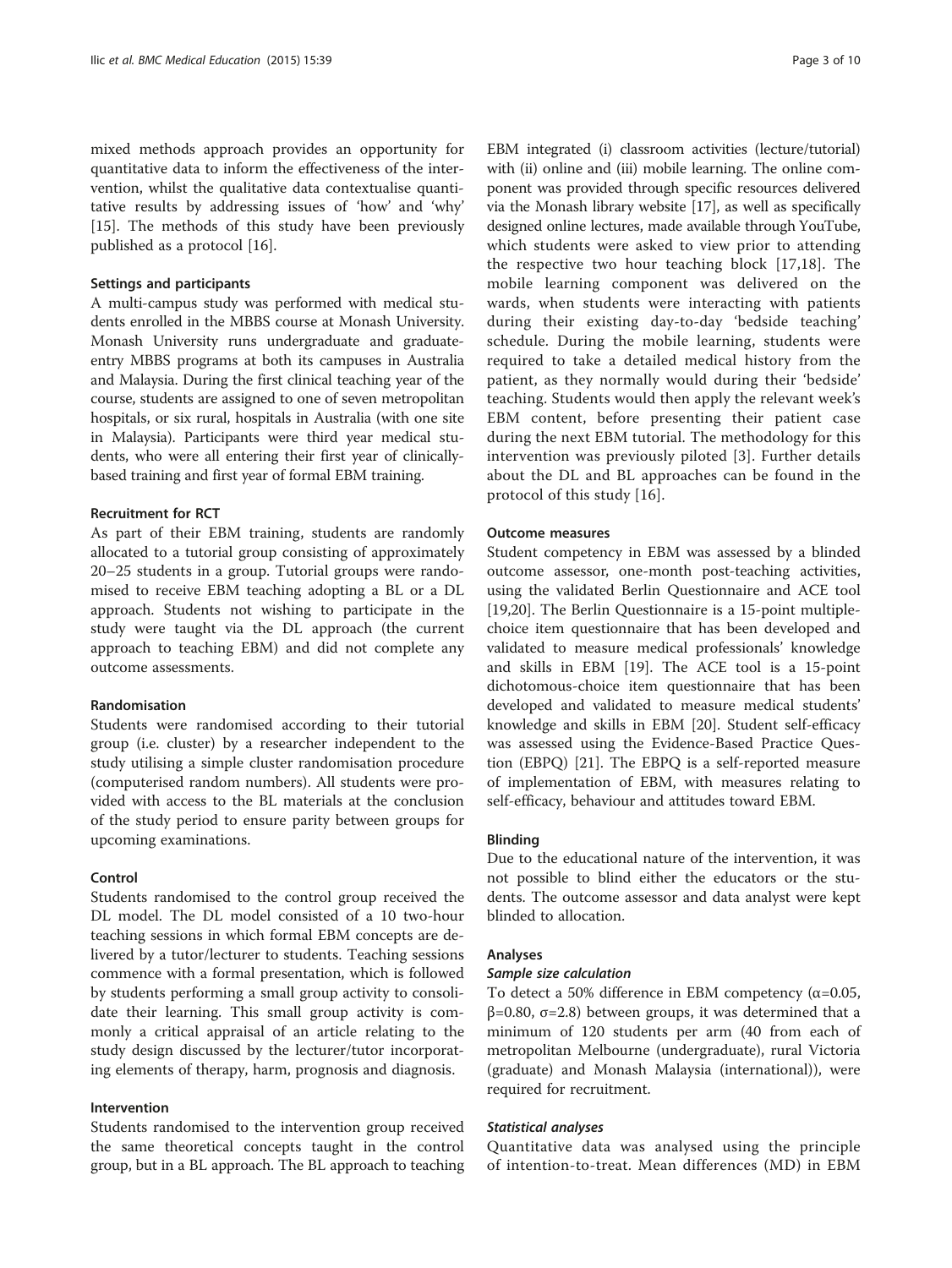mixed methods approach provides an opportunity for quantitative data to inform the effectiveness of the intervention, whilst the qualitative data contextualise quantitative results by addressing issues of 'how' and 'why' [15]. The methods of this study have been previously published as a protocol [16].

### Settings and participants

A multi-campus study was performed with medical students enrolled in the MBBS course at Monash University. Monash University runs undergraduate and graduate-entry MBBS programs at both its campuses in Australia and Malaysia. During the first clinical teaching year of the course, students are assigned to one of seven metropolitan hospitals, or six rural, hospitals in Australia (with one site in Malaysia). Participants were third year medical students, who were all entering their first year of clinically-based training and first year of formal EBM training.

### Recruitment for RCT

As part of their EBM training, students are randomly allocated to a tutorial group consisting of approximately 20–25 students in a group. Tutorial groups were randomised to receive EBM teaching adopting a BL or a DL approach. Students not wishing to participate in the study were taught via the DL approach (the current approach to teaching EBM) and did not complete any outcome assessments.

### Randomisation

Students were randomised according to their tutorial group (i.e. cluster) by a researcher independent to the study utilising a simple cluster randomisation procedure (computerised random numbers). All students were provided with access to the BL materials at the conclusion of the study period to ensure parity between groups for upcoming examinations.

### Control

Students randomised to the control group received the DL model. The DL model consisted of a 10 two-hour teaching sessions in which formal EBM concepts are delivered by a tutor/lecturer to students. Teaching sessions commence with a formal presentation, which is followed by students performing a small group activity to consolidate their learning. This small group activity is commonly a critical appraisal of an article relating to the study design discussed by the lecturer/tutor incorporating elements of therapy, harm, prognosis and diagnosis.

### Intervention

Students randomised to the intervention group received the same theoretical concepts taught in the control group, but in a BL approach. The BL approach to teaching EBM integrated (i) classroom activities (lecture/tutorial) with (ii) online and (iii) mobile learning. The online component was provided through specific resources delivered via the Monash library website [17], as well as specifically designed online lectures, made available through YouTube, which students were asked to view prior to attending the respective two hour teaching block [17,18]. The mobile learning component was delivered on the wards, when students were interacting with patients during their existing day-to-day 'bedside teaching' schedule. During the mobile learning, students were required to take a detailed medical history from the patient, as they normally would during their 'bedside' teaching. Students would then apply the relevant week's EBM content, before presenting their patient case during the next EBM tutorial. The methodology for this intervention was previously piloted [3]. Further details about the DL and BL approaches can be found in the protocol of this study [16].

### Outcome measures

Student competency in EBM was assessed by a blinded outcome assessor, one-month post-teaching activities, using the validated Berlin Questionnaire and ACE tool [19,20]. The Berlin Questionnaire is a 15-point multiple-choice item questionnaire that has been developed and validated to measure medical professionals' knowledge and skills in EBM [19]. The ACE tool is a 15-point dichotomous-choice item questionnaire that has been developed and validated to measure medical students' knowledge and skills in EBM [20]. Student self-efficacy was assessed using the Evidence-Based Practice Question (EBPQ) [21]. The EBPQ is a self-reported measure of implementation of EBM, with measures relating to self-efficacy, behaviour and attitudes toward EBM.

### Blinding

Due to the educational nature of the intervention, it was not possible to blind either the educators or the students. The outcome assessor and data analyst were kept blinded to allocation.

### Analyses

#### *Sample size calculation*

To detect a 50% difference in EBM competency ($\alpha$=0.05, $\beta$=0.80, $\sigma$=2.8) between groups, it was determined that a minimum of 120 students per arm (40 from each of metropolitan Melbourne (undergraduate), rural Victoria (graduate) and Monash Malaysia (international)), were required for recruitment.

#### *Statistical analyses*

Quantitative data was analysed using the principle of intention-to-treat. Mean differences (MD) in EBM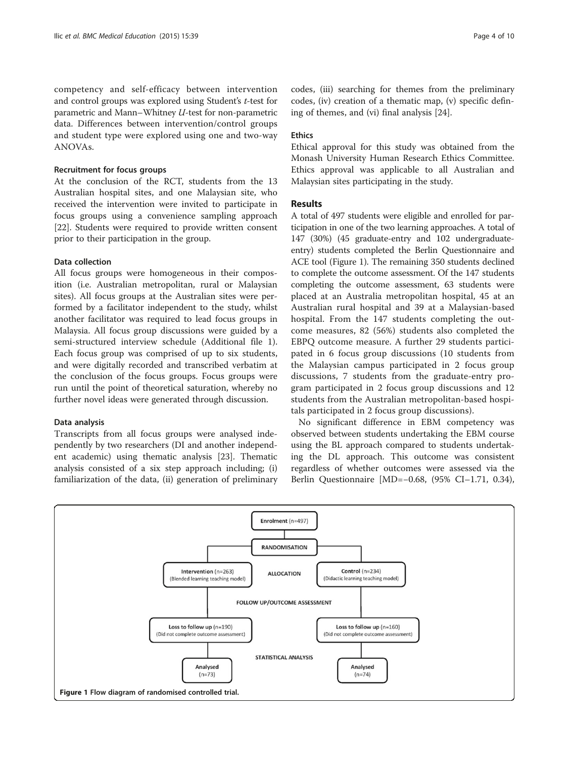competency and self-efficacy between intervention and control groups was explored using Student's *t*-test for parametric and Mann–Whitney *U*-test for non-parametric data. Differences between intervention/control groups and student type were explored using one and two-way ANOVAs.

### Recruitment for focus groups

At the conclusion of the RCT, students from the 13 Australian hospital sites, and one Malaysian site, who received the intervention were invited to participate in focus groups using a convenience sampling approach [22]. Students were required to provide written consent prior to their participation in the group.

### Data collection

All focus groups were homogeneous in their composition (i.e. Australian metropolitan, rural or Malaysian sites). All focus groups at the Australian sites were performed by a facilitator independent to the study, whilst another facilitator was required to lead focus groups in Malaysia. All focus group discussions were guided by a semi-structured interview schedule (Additional file 1). Each focus group was comprised of up to six students, and were digitally recorded and transcribed verbatim at the conclusion of the focus groups. Focus groups were run until the point of theoretical saturation, whereby no further novel ideas were generated through discussion.

### Data analysis

Transcripts from all focus groups were analysed independently by two researchers (DI and another independent academic) using thematic analysis [23]. Thematic analysis consisted of a six step approach including; (i) familiarization of the data, (ii) generation of preliminary codes, (iii) searching for themes from the preliminary codes, (iv) creation of a thematic map, (v) specific defining of themes, and (vi) final analysis [24].

### Ethics

Ethical approval for this study was obtained from the Monash University Human Research Ethics Committee. Ethics approval was applicable to all Australian and Malaysian sites participating in the study.

## Results

A total of 497 students were eligible and enrolled for participation in one of the two learning approaches. A total of 147 (30%) (45 graduate-entry and 102 undergraduate-entry) students completed the Berlin Questionnaire and ACE tool (Figure 1). The remaining 350 students declined to complete the outcome assessment. Of the 147 students completing the outcome assessment, 63 students were placed at an Australia metropolitan hospital, 45 at an Australian rural hospital and 39 at a Malaysian-based hospital. From the 147 students completing the outcome measures, 82 (56%) students also completed the EBPQ outcome measure. A further 29 students participated in 6 focus group discussions (10 students from the Malaysian campus participated in 2 focus group discussions, 7 students from the graduate-entry program participated in 2 focus group discussions and 12 students from the Australian metropolitan-based hospitals participated in 2 focus group discussions).

No significant difference in EBM competency was observed between students undertaking the EBM course using the BL approach compared to students undertaking the DL approach. This outcome was consistent regardless of whether outcomes were assessed via the Berlin Questionnaire [MD=−0.68, (95% CI−1.71, 0.34),

Enrolment (n=497)
RANDOMISATION
ALLOCATION
Intervention (n=263) (Blended learning teaching model) | Control (n=234) (Didactic learning teaching model)
FOLLOW UP/OUTCOME ASSESSMENT
Loss to follow up (n=190) (Did not complete outcome assessment) | Loss to follow up (n=160) (Did not complete outcome assessment)
STATISTICAL ANALYSIS
Analysed (n=73) | Analysed (n=74)

Figure 1 Flow diagram of randomised controlled trial.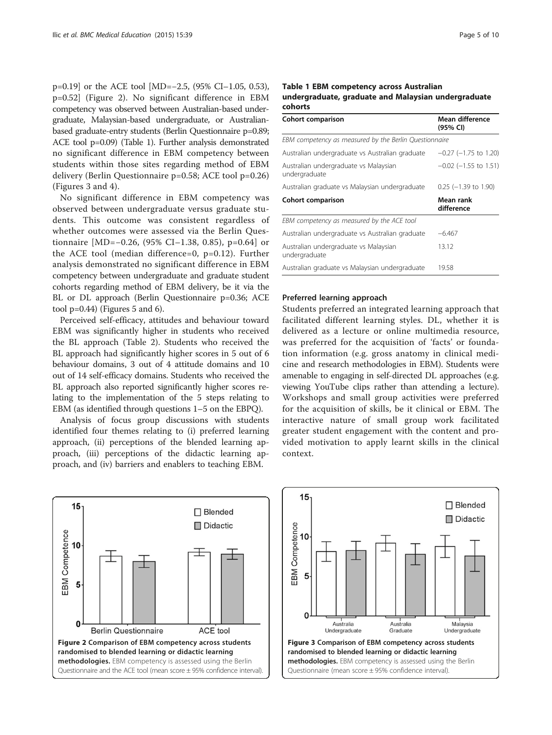p=0.19] or the ACE tool [MD=−2.5, (95% CI−1.05, 0.53), p=0.52] (Figure 2). No significant difference in EBM competency was observed between Australian-based undergraduate, Malaysian-based undergraduate, or Australian-based graduate-entry students (Berlin Questionnaire p=0.89; ACE tool p=0.09) (Table 1). Further analysis demonstrated no significant difference in EBM competency between students within those sites regarding method of EBM delivery (Berlin Questionnaire p=0.58; ACE tool p=0.26) (Figures 3 and 4).

No significant difference in EBM competency was observed between undergraduate versus graduate students. This outcome was consistent regardless of whether outcomes were assessed via the Berlin Questionnaire [MD=−0.26, (95% CI−1.38, 0.85), p=0.64] or the ACE tool (median difference=0, p=0.12). Further analysis demonstrated no significant difference in EBM competency between undergraduate and graduate student cohorts regarding method of EBM delivery, be it via the BL or DL approach (Berlin Questionnaire p=0.36; ACE tool p=0.44) (Figures 5 and 6).

Perceived self-efficacy, attitudes and behaviour toward EBM was significantly higher in students who received the BL approach (Table 2). Students who received the BL approach had significantly higher scores in 5 out of 6 behaviour domains, 3 out of 4 attitude domains and 10 out of 14 self-efficacy domains. Students who received the BL approach also reported significantly higher scores relating to the implementation of the 5 steps relating to EBM (as identified through questions 1–5 on the EBPQ).

Analysis of focus group discussions with students identified four themes relating to (i) preferred learning approach, (ii) perceptions of the blended learning approach, (iii) perceptions of the didactic learning approach, and (iv) barriers and enablers to teaching EBM.

**Table 1 EBM competency across Australian undergraduate, graduate and Malaysian undergraduate cohorts**

| Cohort comparison | Mean difference (95% CI) |
|---|---|
| *EBM competency as measured by the Berlin Questionnaire* | |
| Australian undergraduate vs Australian graduate | −0.27 (−1.75 to 1.20) |
| Australian undergraduate vs Malaysian undergraduate | −0.02 (−1.55 to 1.51) |
| Australian graduate vs Malaysian undergraduate | 0.25 (−1.39 to 1.90) |
| **Cohort comparison** | **Mean rank difference** |
| *EBM competency as measured by the ACE tool* | |
| Australian undergraduate vs Australian graduate | −6.467 |
| Australian undergraduate vs Malaysian undergraduate | 13.12 |
| Australian graduate vs Malaysian undergraduate | 19.58 |

### Preferred learning approach

Students preferred an integrated learning approach that facilitated different learning styles. DL, whether it is delivered as a lecture or online multimedia resource, was preferred for the acquisition of 'facts' or foundation information (e.g. gross anatomy in clinical medicine and research methodologies in EBM). Students were amenable to engaging in self-directed DL approaches (e.g. viewing YouTube clips rather than attending a lecture). Workshops and small group activities were preferred for the acquisition of skills, be it clinical or EBM. The interactive nature of small group work facilitated greater student engagement with the content and provided motivation to apply learnt skills in the clinical context.

**Figure 2 Comparison of EBM competency across students randomised to blended learning or didactic learning methodologies.** EBM competency is assessed using the Berlin Questionnaire and the ACE tool (mean score ± 95% confidence interval).

**Figure 3 Comparison of EBM competency across students randomised to blended learning or didactic learning methodologies.** EBM competency is assessed using the Berlin Questionnaire (mean score ± 95% confidence interval).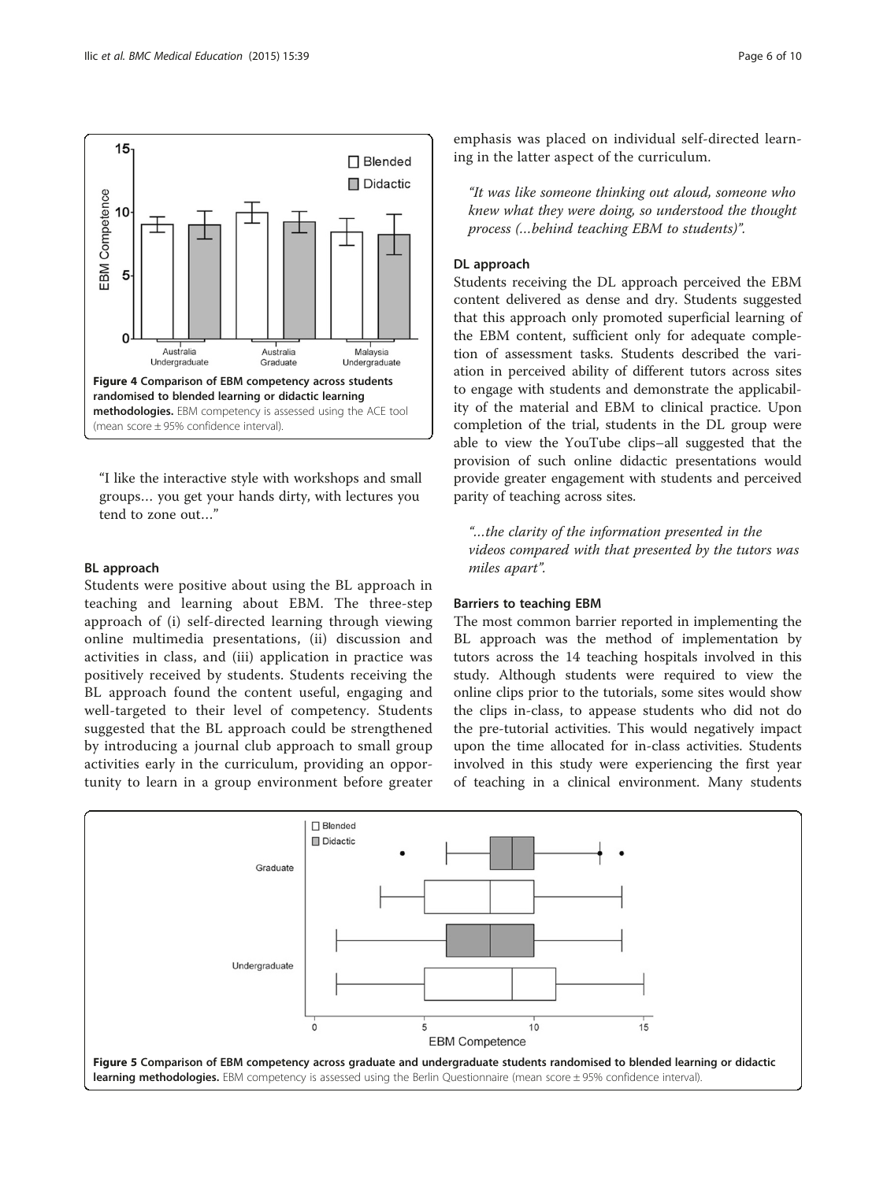15
Blended
Didactic
EBM Competence
10
5
0
Australia Undergraduate
Australia Graduate
Malaysia Undergraduate

**Figure 4 Comparison of EBM competency across students randomised to blended learning or didactic learning methodologies.** EBM competency is assessed using the ACE tool (mean score ± 95% confidence interval).

"I like the interactive style with workshops and small groups… you get your hands dirty, with lectures you tend to zone out…"

#### BL approach

Students were positive about using the BL approach in teaching and learning about EBM. The three-step approach of (i) self-directed learning through viewing online multimedia presentations, (ii) discussion and activities in class, and (iii) application in practice was positively received by students. Students receiving the BL approach found the content useful, engaging and well-targeted to their level of competency. Students suggested that the BL approach could be strengthened by introducing a journal club approach to small group activities early in the curriculum, providing an opportunity to learn in a group environment before greater emphasis was placed on individual self-directed learning in the latter aspect of the curriculum.

*"It was like someone thinking out aloud, someone who knew what they were doing, so understood the thought process (…behind teaching EBM to students)".*

#### DL approach

Students receiving the DL approach perceived the EBM content delivered as dense and dry. Students suggested that this approach only promoted superficial learning of the EBM content, sufficient only for adequate completion of assessment tasks. Students described the variation in perceived ability of different tutors across sites to engage with students and demonstrate the applicability of the material and EBM to clinical practice. Upon completion of the trial, students in the DL group were able to view the YouTube clips–all suggested that the provision of such online didactic presentations would provide greater engagement with students and perceived parity of teaching across sites.

*"…the clarity of the information presented in the videos compared with that presented by the tutors was miles apart".*

#### Barriers to teaching EBM

The most common barrier reported in implementing the BL approach was the method of implementation by tutors across the 14 teaching hospitals involved in this study. Although students were required to view the online clips prior to the tutorials, some sites would show the clips in-class, to appease students who did not do the pre-tutorial activities. This would negatively impact upon the time allocated for in-class activities. Students involved in this study were experiencing the first year of teaching in a clinical environment. Many students

Blended
Didactic
Graduate
Undergraduate
0
5
10
15
EBM Competence

**Figure 5 Comparison of EBM competency across graduate and undergraduate students randomised to blended learning or didactic learning methodologies.** EBM competency is assessed using the Berlin Questionnaire (mean score ± 95% confidence interval).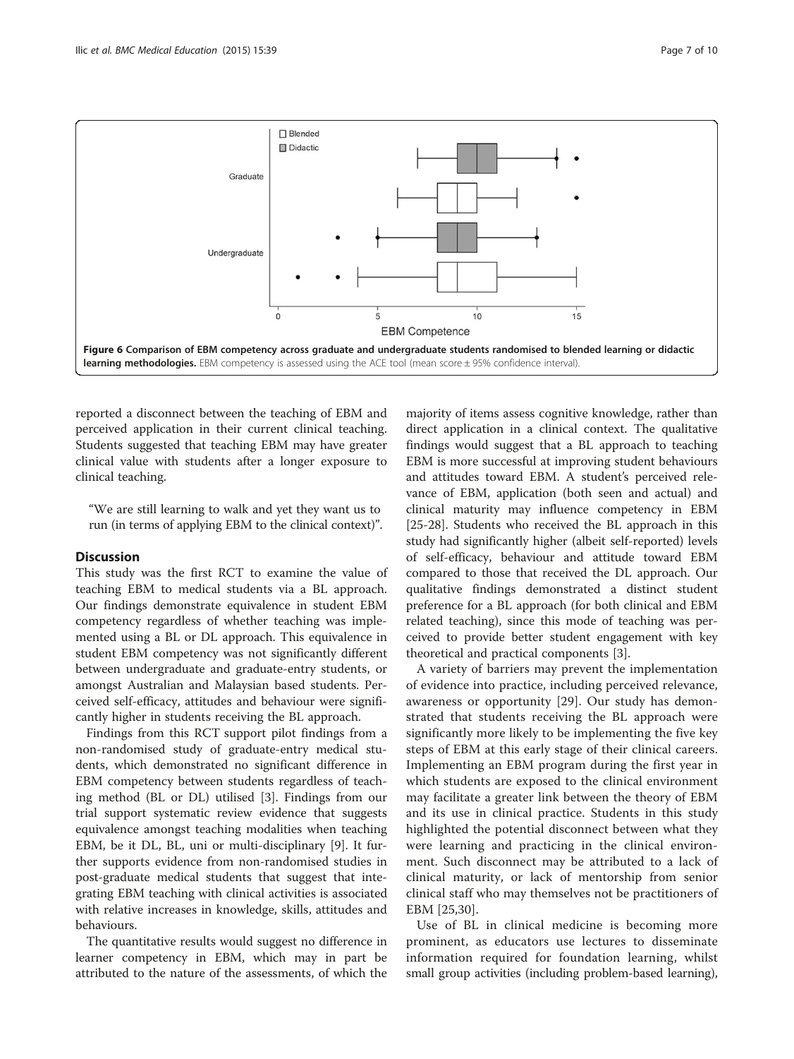Blended

Didactic

Graduate

Undergraduate

0

5

10

15

EBM Competence

**Figure 6 Comparison of EBM competency across graduate and undergraduate students randomised to blended learning or didactic learning methodologies.** EBM competency is assessed using the ACE tool (mean score ± 95% confidence interval).

reported a disconnect between the teaching of EBM and perceived application in their current clinical teaching. Students suggested that teaching EBM may have greater clinical value with students after a longer exposure to clinical teaching.

> "We are still learning to walk and yet they want us to run (in terms of applying EBM to the clinical context)".

## Discussion

This study was the first RCT to examine the value of teaching EBM to medical students via a BL approach. Our findings demonstrate equivalence in student EBM competency regardless of whether teaching was implemented using a BL or DL approach. This equivalence in student EBM competency was not significantly different between undergraduate and graduate-entry students, or amongst Australian and Malaysian based students. Perceived self-efficacy, attitudes and behaviour were significantly higher in students receiving the BL approach.

Findings from this RCT support pilot findings from a non-randomised study of graduate-entry medical students, which demonstrated no significant difference in EBM competency between students regardless of teaching method (BL or DL) utilised [3]. Findings from our trial support systematic review evidence that suggests equivalence amongst teaching modalities when teaching EBM, be it DL, BL, uni or multi-disciplinary [9]. It further supports evidence from non-randomised studies in post-graduate medical students that suggest that integrating EBM teaching with clinical activities is associated with relative increases in knowledge, skills, attitudes and behaviours.

The quantitative results would suggest no difference in learner competency in EBM, which may in part be attributed to the nature of the assessments, of which the majority of items assess cognitive knowledge, rather than direct application in a clinical context. The qualitative findings would suggest that a BL approach to teaching EBM is more successful at improving student behaviours and attitudes toward EBM. A student's perceived relevance of EBM, application (both seen and actual) and clinical maturity may influence competency in EBM [25-28]. Students who received the BL approach in this study had significantly higher (albeit self-reported) levels of self-efficacy, behaviour and attitude toward EBM compared to those that received the DL approach. Our qualitative findings demonstrated a distinct student preference for a BL approach (for both clinical and EBM related teaching), since this mode of teaching was perceived to provide better student engagement with key theoretical and practical components [3].

A variety of barriers may prevent the implementation of evidence into practice, including perceived relevance, awareness or opportunity [29]. Our study has demonstrated that students receiving the BL approach were significantly more likely to be implementing the five key steps of EBM at this early stage of their clinical careers. Implementing an EBM program during the first year in which students are exposed to the clinical environment may facilitate a greater link between the theory of EBM and its use in clinical practice. Students in this study highlighted the potential disconnect between what they were learning and practicing in the clinical environment. Such disconnect may be attributed to a lack of clinical maturity, or lack of mentorship from senior clinical staff who may themselves not be practitioners of EBM [25,30].

Use of BL in clinical medicine is becoming more prominent, as educators use lectures to disseminate information required for foundation learning, whilst small group activities (including problem-based learning),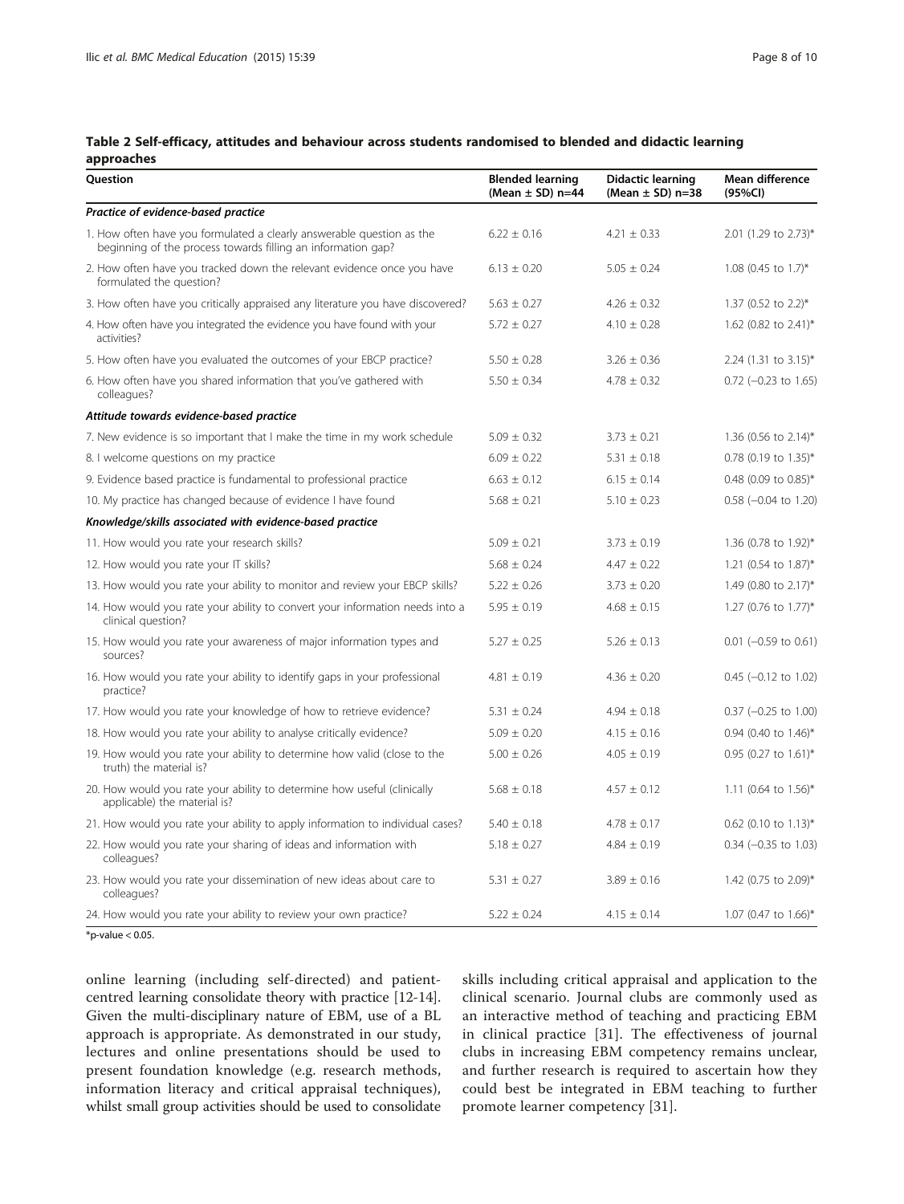**Table 2 Self-efficacy, attitudes and behaviour across students randomised to blended and didactic learning approaches**

| Question | Blended learning (Mean ± SD) n=44 | Didactic learning (Mean ± SD) n=38 | Mean difference (95%CI) |
|---|---|---|---|
| ***Practice of evidence-based practice*** | | | |
| 1. How often have you formulated a clearly answerable question as the beginning of the process towards filling an information gap? | 6.22 ± 0.16 | 4.21 ± 0.33 | 2.01 (1.29 to 2.73)* |
| 2. How often have you tracked down the relevant evidence once you have formulated the question? | 6.13 ± 0.20 | 5.05 ± 0.24 | 1.08 (0.45 to 1.7)* |
| 3. How often have you critically appraised any literature you have discovered? | 5.63 ± 0.27 | 4.26 ± 0.32 | 1.37 (0.52 to 2.2)* |
| 4. How often have you integrated the evidence you have found with your activities? | 5.72 ± 0.27 | 4.10 ± 0.28 | 1.62 (0.82 to 2.41)* |
| 5. How often have you evaluated the outcomes of your EBCP practice? | 5.50 ± 0.28 | 3.26 ± 0.36 | 2.24 (1.31 to 3.15)* |
| 6. How often have you shared information that you've gathered with colleagues? | 5.50 ± 0.34 | 4.78 ± 0.32 | 0.72 (−0.23 to 1.65) |
| ***Attitude towards evidence-based practice*** | | | |
| 7. New evidence is so important that I make the time in my work schedule | 5.09 ± 0.32 | 3.73 ± 0.21 | 1.36 (0.56 to 2.14)* |
| 8. I welcome questions on my practice | 6.09 ± 0.22 | 5.31 ± 0.18 | 0.78 (0.19 to 1.35)* |
| 9. Evidence based practice is fundamental to professional practice | 6.63 ± 0.12 | 6.15 ± 0.14 | 0.48 (0.09 to 0.85)* |
| 10. My practice has changed because of evidence I have found | 5.68 ± 0.21 | 5.10 ± 0.23 | 0.58 (−0.04 to 1.20) |
| ***Knowledge/skills associated with evidence-based practice*** | | | |
| 11. How would you rate your research skills? | 5.09 ± 0.21 | 3.73 ± 0.19 | 1.36 (0.78 to 1.92)* |
| 12. How would you rate your IT skills? | 5.68 ± 0.24 | 4.47 ± 0.22 | 1.21 (0.54 to 1.87)* |
| 13. How would you rate your ability to monitor and review your EBCP skills? | 5.22 ± 0.26 | 3.73 ± 0.20 | 1.49 (0.80 to 2.17)* |
| 14. How would you rate your ability to convert your information needs into a clinical question? | 5.95 ± 0.19 | 4.68 ± 0.15 | 1.27 (0.76 to 1.77)* |
| 15. How would you rate your awareness of major information types and sources? | 5.27 ± 0.25 | 5.26 ± 0.13 | 0.01 (−0.59 to 0.61) |
| 16. How would you rate your ability to identify gaps in your professional practice? | 4.81 ± 0.19 | 4.36 ± 0.20 | 0.45 (−0.12 to 1.02) |
| 17. How would you rate your knowledge of how to retrieve evidence? | 5.31 ± 0.24 | 4.94 ± 0.18 | 0.37 (−0.25 to 1.00) |
| 18. How would you rate your ability to analyse critically evidence? | 5.09 ± 0.20 | 4.15 ± 0.16 | 0.94 (0.40 to 1.46)* |
| 19. How would you rate your ability to determine how valid (close to the truth) the material is? | 5.00 ± 0.26 | 4.05 ± 0.19 | 0.95 (0.27 to 1.61)* |
| 20. How would you rate your ability to determine how useful (clinically applicable) the material is? | 5.68 ± 0.18 | 4.57 ± 0.12 | 1.11 (0.64 to 1.56)* |
| 21. How would you rate your ability to apply information to individual cases? | 5.40 ± 0.18 | 4.78 ± 0.17 | 0.62 (0.10 to 1.13)* |
| 22. How would you rate your sharing of ideas and information with colleagues? | 5.18 ± 0.27 | 4.84 ± 0.19 | 0.34 (−0.35 to 1.03) |
| 23. How would you rate your dissemination of new ideas about care to colleagues? | 5.31 ± 0.27 | 3.89 ± 0.16 | 1.42 (0.75 to 2.09)* |
| 24. How would you rate your ability to review your own practice? | 5.22 ± 0.24 | 4.15 ± 0.14 | 1.07 (0.47 to 1.66)* |

*p-value < 0.05.

online learning (including self-directed) and patient-centred learning consolidate theory with practice [12-14]. Given the multi-disciplinary nature of EBM, use of a BL approach is appropriate. As demonstrated in our study, lectures and online presentations should be used to present foundation knowledge (e.g. research methods, information literacy and critical appraisal techniques), whilst small group activities should be used to consolidate skills including critical appraisal and application to the clinical scenario. Journal clubs are commonly used as an interactive method of teaching and practicing EBM in clinical practice [31]. The effectiveness of journal clubs in increasing EBM competency remains unclear, and further research is required to ascertain how they could best be integrated in EBM teaching to further promote learner competency [31].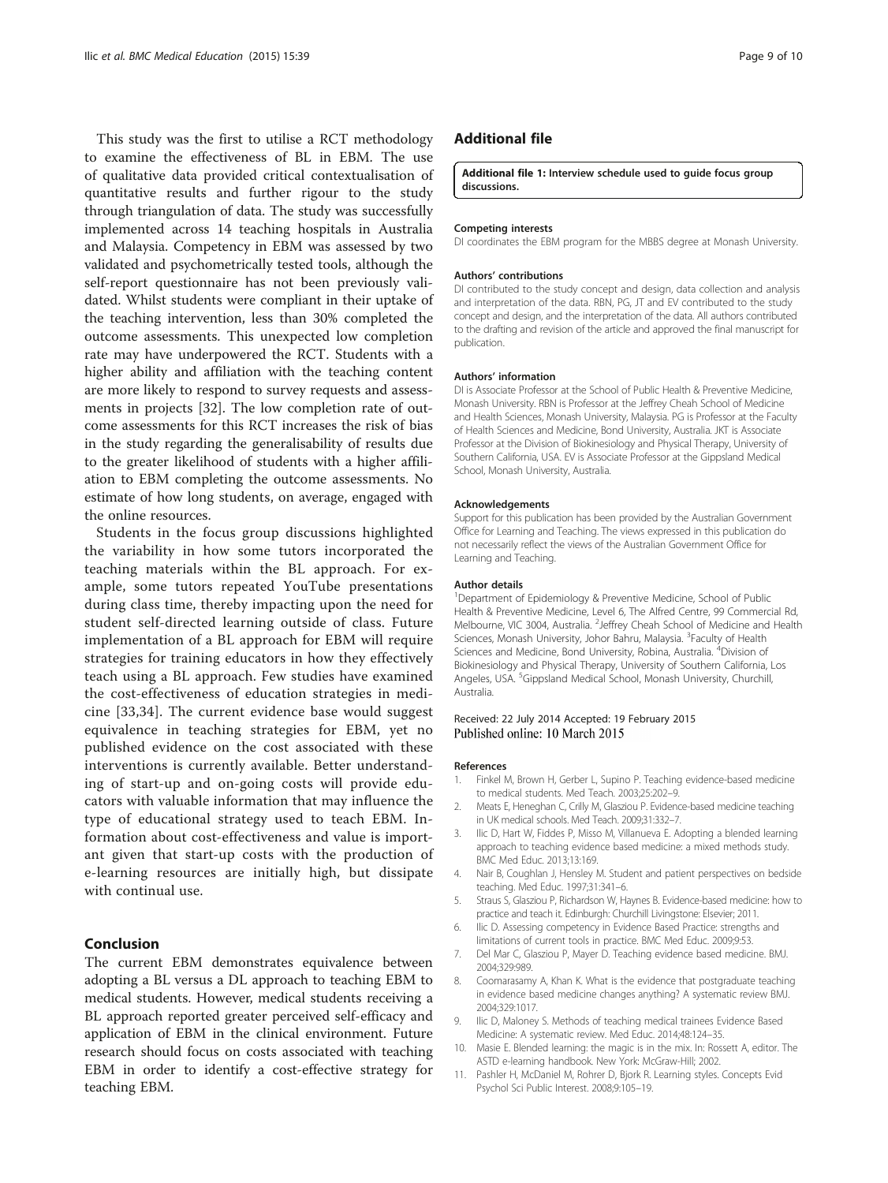This study was the first to utilise a RCT methodology to examine the effectiveness of BL in EBM. The use of qualitative data provided critical contextualisation of quantitative results and further rigour to the study through triangulation of data. The study was successfully implemented across 14 teaching hospitals in Australia and Malaysia. Competency in EBM was assessed by two validated and psychometrically tested tools, although the self-report questionnaire has not been previously validated. Whilst students were compliant in their uptake of the teaching intervention, less than 30% completed the outcome assessments. This unexpected low completion rate may have underpowered the RCT. Students with a higher ability and affiliation with the teaching content are more likely to respond to survey requests and assessments in projects [32]. The low completion rate of outcome assessments for this RCT increases the risk of bias in the study regarding the generalisability of results due to the greater likelihood of students with a higher affiliation to EBM completing the outcome assessments. No estimate of how long students, on average, engaged with the online resources.

Students in the focus group discussions highlighted the variability in how some tutors incorporated the teaching materials within the BL approach. For example, some tutors repeated YouTube presentations during class time, thereby impacting upon the need for student self-directed learning outside of class. Future implementation of a BL approach for EBM will require strategies for training educators in how they effectively teach using a BL approach. Few studies have examined the cost-effectiveness of education strategies in medicine [33,34]. The current evidence base would suggest equivalence in teaching strategies for EBM, yet no published evidence on the cost associated with these interventions is currently available. Better understanding of start-up and on-going costs will provide educators with valuable information that may influence the type of educational strategy used to teach EBM. Information about cost-effectiveness and value is important given that start-up costs with the production of e-learning resources are initially high, but dissipate with continual use.

## Conclusion

The current EBM demonstrates equivalence between adopting a BL versus a DL approach to teaching EBM to medical students. However, medical students receiving a BL approach reported greater perceived self-efficacy and application of EBM in the clinical environment. Future research should focus on costs associated with teaching EBM in order to identify a cost-effective strategy for teaching EBM.

## Additional file

**Additional file 1: Interview schedule used to guide focus group discussions.**

#### Competing interests
DI coordinates the EBM program for the MBBS degree at Monash University.

#### Authors' contributions
DI contributed to the study concept and design, data collection and analysis and interpretation of the data. RBN, PG, JT and EV contributed to the study concept and design, and the interpretation of the data. All authors contributed to the drafting and revision of the article and approved the final manuscript for publication.

#### Authors' information
DI is Associate Professor at the School of Public Health & Preventive Medicine, Monash University. RBN is Professor at the Jeffrey Cheah School of Medicine and Health Sciences, Monash University, Malaysia. PG is Professor at the Faculty of Health Sciences and Medicine, Bond University, Australia. JKT is Associate Professor at the Division of Biokinesiology and Physical Therapy, University of Southern California, USA. EV is Associate Professor at the Gippsland Medical School, Monash University, Australia.

#### Acknowledgements
Support for this publication has been provided by the Australian Government Office for Learning and Teaching. The views expressed in this publication do not necessarily reflect the views of the Australian Government Office for Learning and Teaching.

#### Author details
[1]Department of Epidemiology & Preventive Medicine, School of Public Health & Preventive Medicine, Level 6, The Alfred Centre, 99 Commercial Rd, Melbourne, VIC 3004, Australia. [2]Jeffrey Cheah School of Medicine and Health Sciences, Monash University, Johor Bahru, Malaysia. [3]Faculty of Health Sciences and Medicine, Bond University, Robina, Australia. [4]Division of Biokinesiology and Physical Therapy, University of Southern California, Los Angeles, USA. [5]Gippsland Medical School, Monash University, Churchill, Australia.

Received: 22 July 2014 Accepted: 19 February 2015
Published online: 10 March 2015

#### References

1. Finkel M, Brown H, Gerber L, Supino P. Teaching evidence-based medicine to medical students. Med Teach. 2003;25:202–9.
2. Meats E, Heneghan C, Crilly M, Glasziou P. Evidence-based medicine teaching in UK medical schools. Med Teach. 2009;31:332–7.
3. Ilic D, Hart W, Fiddes P, Misso M, Villanueva E. Adopting a blended learning approach to teaching evidence based medicine: a mixed methods study. BMC Med Educ. 2013;13:169.
4. Nair B, Coughlan J, Hensley M. Student and patient perspectives on bedside teaching. Med Educ. 1997;31:341–6.
5. Straus S, Glasziou P, Richardson W, Haynes B. Evidence-based medicine: how to practice and teach it. Edinburgh: Churchill Livingstone: Elsevier; 2011.
6. Ilic D. Assessing competency in Evidence Based Practice: strengths and limitations of current tools in practice. BMC Med Educ. 2009;9:53.
7. Del Mar C, Glasziou P, Mayer D. Teaching evidence based medicine. BMJ. 2004;329:989.
8. Coomarasamy A, Khan K. What is the evidence that postgraduate teaching in evidence based medicine changes anything? A systematic review BMJ. 2004;329:1017.
9. Ilic D, Maloney S. Methods of teaching medical trainees Evidence Based Medicine: A systematic review. Med Educ. 2014;48:124–35.
10. Masie E. Blended learning: the magic is in the mix. In: Rossett A, editor. The ASTD e-learning handbook. New York: McGraw-Hill; 2002.
11. Pashler H, McDaniel M, Rohrer D, Bjork R. Learning styles. Concepts Evid Psychol Sci Public Interest. 2008;9:105–19.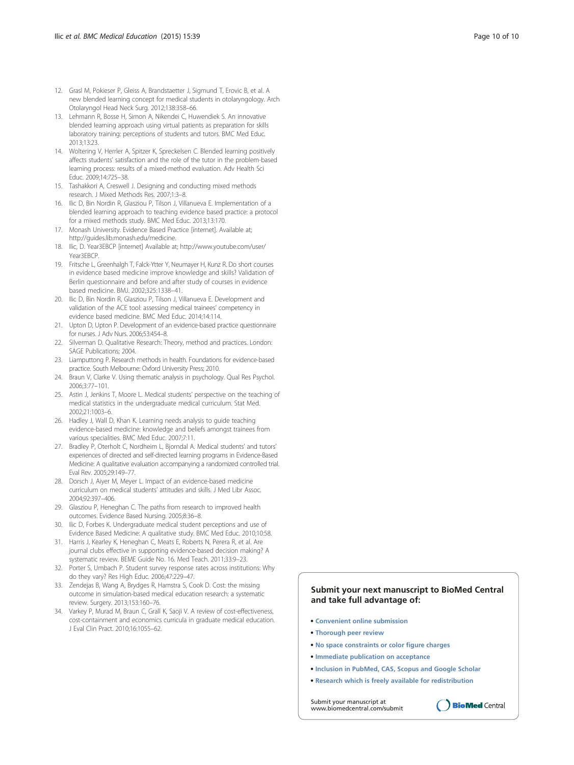12. Grasl M, Pokieser P, Gleiss A, Brandstaetter J, Sigmund T, Erovic B, et al. A new blended learning concept for medical students in otolaryngology. Arch Otolaryngol Head Neck Surg. 2012;138:358–66.
13. Lehmann R, Bosse H, Simon A, Nikendei C, Huwendiek S. An innovative blended learning approach using virtual patients as preparation for skills laboratory training: perceptions of students and tutors. BMC Med Educ. 2013;13:23.
14. Woltering V, Herrler A, Spitzer K, Spreckelsen C. Blended learning positively affects students' satisfaction and the role of the tutor in the problem-based learning process: results of a mixed-method evaluation. Adv Health Sci Educ. 2009;14:725–38.
15. Tashakkori A, Creswell J. Designing and conducting mixed methods research. J Mixed Methods Res. 2007;1:3–8.
16. Ilic D, Bin Nordin R, Glasziou P, Tilson J, Villanueva E. Implementation of a blended learning approach to teaching evidence based practice: a protocol for a mixed methods study. BMC Med Educ. 2013;13:170.
17. Monash University. Evidence Based Practice [internet]. Available at; http://guides.lib.monash.edu/medicine.
18. Ilic, D. Year3EBCP [internet] Available at; http://www.youtube.com/user/Year3EBCP.
19. Fritsche L, Greenhalgh T, Falck-Ytter Y, Neumayer H, Kunz R. Do short courses in evidence based medicine improve knowledge and skills? Validation of Berlin questionnaire and before and after study of courses in evidence based medicine. BMJ. 2002;325:1338–41.
20. Ilic D, Bin Nordin R, Glasziou P, Tilson J, Villanueva E. Development and validation of the ACE tool: assessing medical trainees' competency in evidence based medicine. BMC Med Educ. 2014;14:114.
21. Upton D, Upton P. Development of an evidence-based practice questionnaire for nurses. J Adv Nurs. 2006;53:454–8.
22. Silverman D. Qualitative Research: Theory, method and practices. London: SAGE Publications; 2004.
23. Liamputtong P. Research methods in health. Foundations for evidence-based practice. South Melbourne: Oxford University Press; 2010.
24. Braun V, Clarke V. Using thematic analysis in psychology. Qual Res Psychol. 2006;3:77–101.
25. Astin J, Jenkins T, Moore L. Medical students' perspective on the teaching of medical statistics in the undergraduate medical curriculum. Stat Med. 2002;21:1003–6.
26. Hadley J, Wall D, Khan K. Learning needs analysis to guide teaching evidence-based medicine: knowledge and beliefs amongst trainees from various specialities. BMC Med Educ. 2007;7:11.
27. Bradley P, Oterholt C, Nordheim L, Bjorndal A. Medical students' and tutors' experiences of directed and self-directed learning programs in Evidence-Based Medicine: A qualitative evaluation accompanying a randomized controlled trial. Eval Rev. 2005;29:149–77.
28. Dorsch J, Aiyer M, Meyer L. Impact of an evidence-based medicine curriculum on medical students' attitudes and skills. J Med Libr Assoc. 2004;92:397–406.
29. Glasziou P, Heneghan C. The paths from research to improved health outcomes. Evidence Based Nursing. 2005;8:36–8.
30. Ilic D, Forbes K. Undergraduate medical student perceptions and use of Evidence Based Medicine: A qualitative study. BMC Med Educ. 2010;10:58.
31. Harris J, Kearley K, Heneghan C, Meats E, Roberts N, Perera R, et al. Are journal clubs effective in supporting evidence-based decision making? A systematic review. BEME Guide No. 16. Med Teach. 2011;33:9–23.
32. Porter S, Umbach P. Student survey response rates across institutions: Why do they vary? Res High Educ. 2006;47:229–47.
33. Zendejas B, Wang A, Brydges R, Hamstra S, Cook D. Cost: the missing outcome in simulation-based medical education research: a systematic review. Surgery. 2013;153:160–76.
34. Varkey P, Murad M, Braun C, Grall K, Saoji V. A review of cost-effectiveness, cost-containment and economics curricula in graduate medical education. J Eval Clin Pract. 2010;16:1055–62.

**Submit your next manuscript to BioMed Central and take full advantage of:**

- **Convenient online submission**
- **Thorough peer review**
- **No space constraints or color figure charges**
- **Immediate publication on acceptance**
- **Inclusion in PubMed, CAS, Scopus and Google Scholar**
- **Research which is freely available for redistribution**

Submit your manuscript at www.biomedcentral.com/submit

BioMed Central